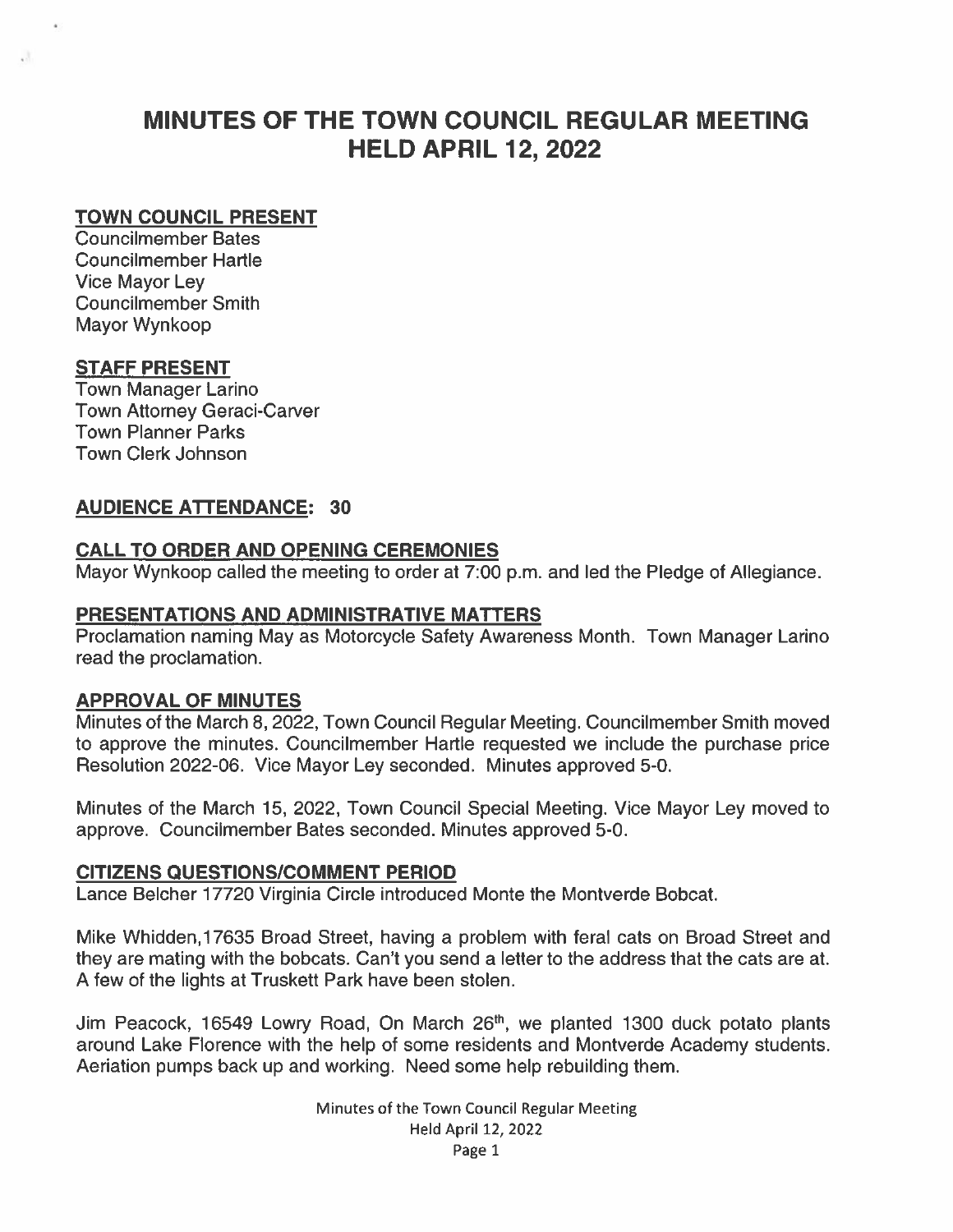# MINUTES OF THE TOWN COUNCIL REGULAR MEETING HELD APRIL 12, 2022

## TOWN COUNCIL PRESENT

Councilmember Bates
Councilmember Hartle
Vice Mayor Ley
Councilmember Smith
Mayor Wynkoop

## STAFF PRESENT

Town Manager Larino
Town Attorney Geraci-Carver
Town Planner Parks
Town Clerk Johnson

## AUDIENCE ATTENDANCE: 30

## CALL TO ORDER AND OPENING CEREMONIES

Mayor Wynkoop called the meeting to order at 7:00 p.m. and led the Pledge of Allegiance.

## PRESENTATIONS AND ADMINISTRATIVE MATTERS

Proclamation naming May as Motorcycle Safety Awareness Month. Town Manager Larino read the proclamation.

## APPROVAL OF MINUTES

Minutes of the March 8, 2022, Town Council Regular Meeting. Councilmember Smith moved to approve the minutes. Councilmember Hartle requested we include the purchase price Resolution 2022-06. Vice Mayor Ley seconded. Minutes approved 5-0.

Minutes of the March 15, 2022, Town Council Special Meeting. Vice Mayor Ley moved to approve. Councilmember Bates seconded. Minutes approved 5-0.

## CITIZENS QUESTIONS/COMMENT PERIOD

Lance Belcher 17720 Virginia Circle introduced Monte the Montverde Bobcat.

Mike Whidden, 17635 Broad Street, having a problem with feral cats on Broad Street and they are mating with the bobcats. Can't you send a letter to the address that the cats are at. A few of the lights at Truskett Park have been stolen.

Jim Peacock, 16549 Lowry Road, On March 26th, we planted 1300 duck potato plants around Lake Florence with the help of some residents and Montverde Academy students. Aeriation pumps back up and working. Need some help rebuilding them.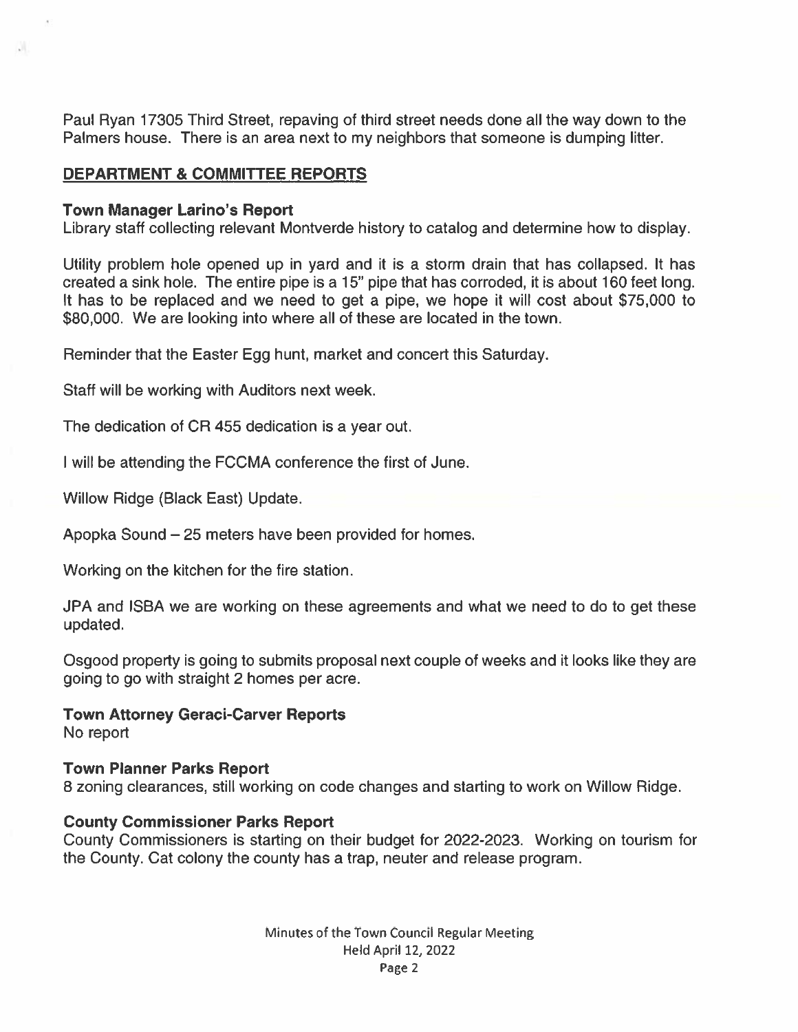Paul Ryan 17305 Third Street, repaving of third street needs done all the way down to the Palmers house. There is an area next to my neighbors that someone is dumping litter.

## DEPARTMENT & COMMITTEE REPORTS

### Town Manager Larino's Report

Library staff collecting relevant Montverde history to catalog and determine how to display.

Utility problem hole opened up in yard and it is a storm drain that has collapsed. It has created a sink hole. The entire pipe is a 15" pipe that has corroded, it is about 160 feet long. It has to be replaced and we need to get a pipe, we hope it will cost about $75,000 to $80,000. We are looking into where all of these are located in the town.

Reminder that the Easter Egg hunt, market and concert this Saturday.

Staff will be working with Auditors next week.

The dedication of CR 455 dedication is a year out.

I will be attending the FCCMA conference the first of June.

Willow Ridge (Black East) Update.

Apopka Sound – 25 meters have been provided for homes.

Working on the kitchen for the fire station.

JPA and ISBA we are working on these agreements and what we need to do to get these updated.

Osgood property is going to submits proposal next couple of weeks and it looks like they are going to go with straight 2 homes per acre.

### Town Attorney Geraci-Carver Reports

No report

### Town Planner Parks Report

8 zoning clearances, still working on code changes and starting to work on Willow Ridge.

### County Commissioner Parks Report

County Commissioners is starting on their budget for 2022-2023. Working on tourism for the County. Cat colony the county has a trap, neuter and release program.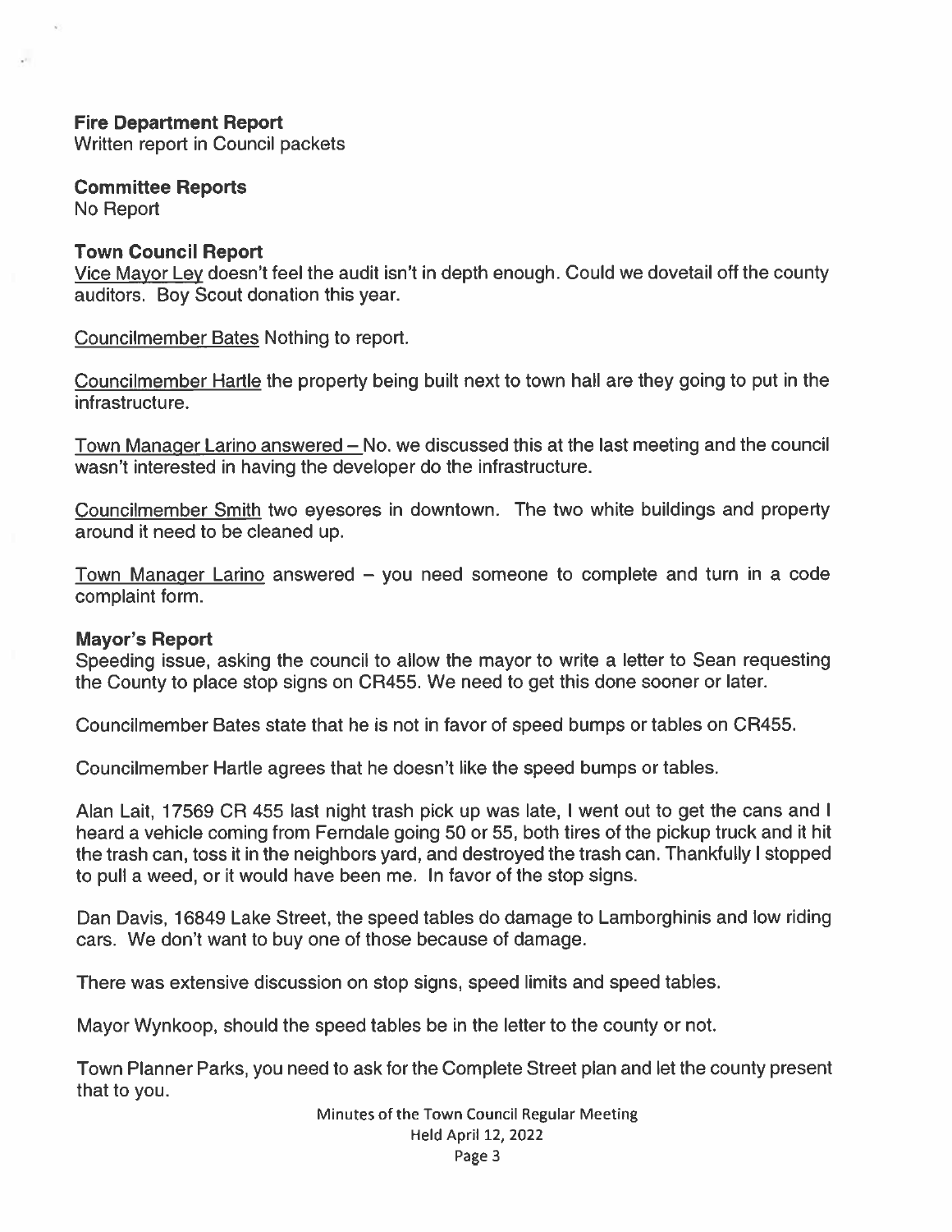**Fire Department Report**
Written report in Council packets

**Committee Reports**
No Report

**Town Council Report**
Vice Mayor Ley doesn't feel the audit isn't in depth enough. Could we dovetail off the county auditors. Boy Scout donation this year.

Councilmember Bates Nothing to report.

Councilmember Hartle the property being built next to town hall are they going to put in the infrastructure.

Town Manager Larino answered – No. we discussed this at the last meeting and the council wasn't interested in having the developer do the infrastructure.

Councilmember Smith two eyesores in downtown. The two white buildings and property around it need to be cleaned up.

Town Manager Larino answered – you need someone to complete and turn in a code complaint form.

**Mayor's Report**
Speeding issue, asking the council to allow the mayor to write a letter to Sean requesting the County to place stop signs on CR455. We need to get this done sooner or later.

Councilmember Bates state that he is not in favor of speed bumps or tables on CR455.

Councilmember Hartle agrees that he doesn't like the speed bumps or tables.

Alan Lait, 17569 CR 455 last night trash pick up was late, I went out to get the cans and I heard a vehicle coming from Ferndale going 50 or 55, both tires of the pickup truck and it hit the trash can, toss it in the neighbors yard, and destroyed the trash can. Thankfully I stopped to pull a weed, or it would have been me. In favor of the stop signs.

Dan Davis, 16849 Lake Street, the speed tables do damage to Lamborghinis and low riding cars. We don't want to buy one of those because of damage.

There was extensive discussion on stop signs, speed limits and speed tables.

Mayor Wynkoop, should the speed tables be in the letter to the county or not.

Town Planner Parks, you need to ask for the Complete Street plan and let the county present that to you.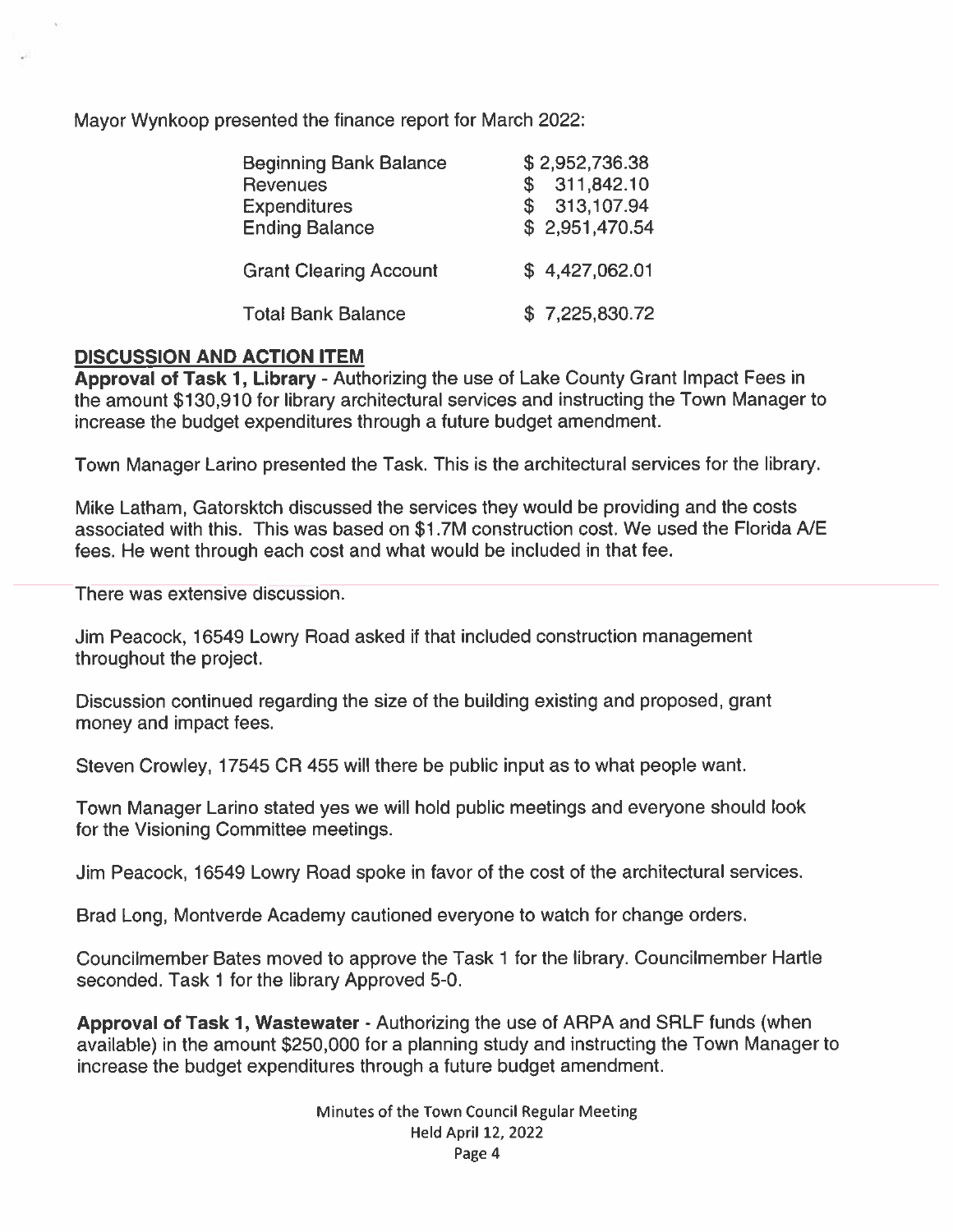Mayor Wynkoop presented the finance report for March 2022:

| | |
|---|---|
| Beginning Bank Balance | $ 2,952,736.38 |
| Revenues | $ 311,842.10 |
| Expenditures | $ 313,107.94 |
| Ending Balance | $ 2,951,470.54 |
| Grant Clearing Account | $ 4,427,062.01 |
| Total Bank Balance | $ 7,225,830.72 |

## DISCUSSION AND ACTION ITEM

**Approval of Task 1, Library** - Authorizing the use of Lake County Grant Impact Fees in the amount $130,910 for library architectural services and instructing the Town Manager to increase the budget expenditures through a future budget amendment.

Town Manager Larino presented the Task. This is the architectural services for the library.

Mike Latham, Gatorsktch discussed the services they would be providing and the costs associated with this. This was based on $1.7M construction cost. We used the Florida A/E fees. He went through each cost and what would be included in that fee.

There was extensive discussion.

Jim Peacock, 16549 Lowry Road asked if that included construction management throughout the project.

Discussion continued regarding the size of the building existing and proposed, grant money and impact fees.

Steven Crowley, 17545 CR 455 will there be public input as to what people want.

Town Manager Larino stated yes we will hold public meetings and everyone should look for the Visioning Committee meetings.

Jim Peacock, 16549 Lowry Road spoke in favor of the cost of the architectural services.

Brad Long, Montverde Academy cautioned everyone to watch for change orders.

Councilmember Bates moved to approve the Task 1 for the library. Councilmember Hartle seconded. Task 1 for the library Approved 5-0.

**Approval of Task 1, Wastewater** - Authorizing the use of ARPA and SRLF funds (when available) in the amount $250,000 for a planning study and instructing the Town Manager to increase the budget expenditures through a future budget amendment.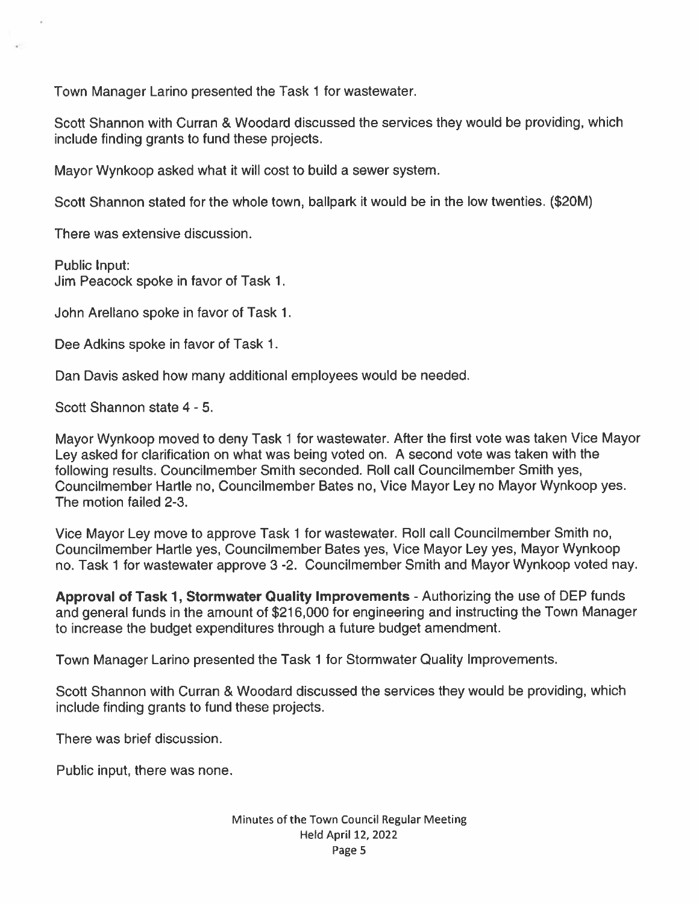Town Manager Larino presented the Task 1 for wastewater.

Scott Shannon with Curran & Woodard discussed the services they would be providing, which include finding grants to fund these projects.

Mayor Wynkoop asked what it will cost to build a sewer system.

Scott Shannon stated for the whole town, ballpark it would be in the low twenties. ($20M)

There was extensive discussion.

Public Input:
Jim Peacock spoke in favor of Task 1.

John Arellano spoke in favor of Task 1.

Dee Adkins spoke in favor of Task 1.

Dan Davis asked how many additional employees would be needed.

Scott Shannon state 4 - 5.

Mayor Wynkoop moved to deny Task 1 for wastewater. After the first vote was taken Vice Mayor Ley asked for clarification on what was being voted on. A second vote was taken with the following results. Councilmember Smith seconded. Roll call Councilmember Smith yes, Councilmember Hartle no, Councilmember Bates no, Vice Mayor Ley no Mayor Wynkoop yes. The motion failed 2-3.

Vice Mayor Ley move to approve Task 1 for wastewater. Roll call Councilmember Smith no, Councilmember Hartle yes, Councilmember Bates yes, Vice Mayor Ley yes, Mayor Wynkoop no. Task 1 for wastewater approve 3 -2. Councilmember Smith and Mayor Wynkoop voted nay.

**Approval of Task 1, Stormwater Quality Improvements** - Authorizing the use of DEP funds and general funds in the amount of $216,000 for engineering and instructing the Town Manager to increase the budget expenditures through a future budget amendment.

Town Manager Larino presented the Task 1 for Stormwater Quality Improvements.

Scott Shannon with Curran & Woodard discussed the services they would be providing, which include finding grants to fund these projects.

There was brief discussion.

Public input, there was none.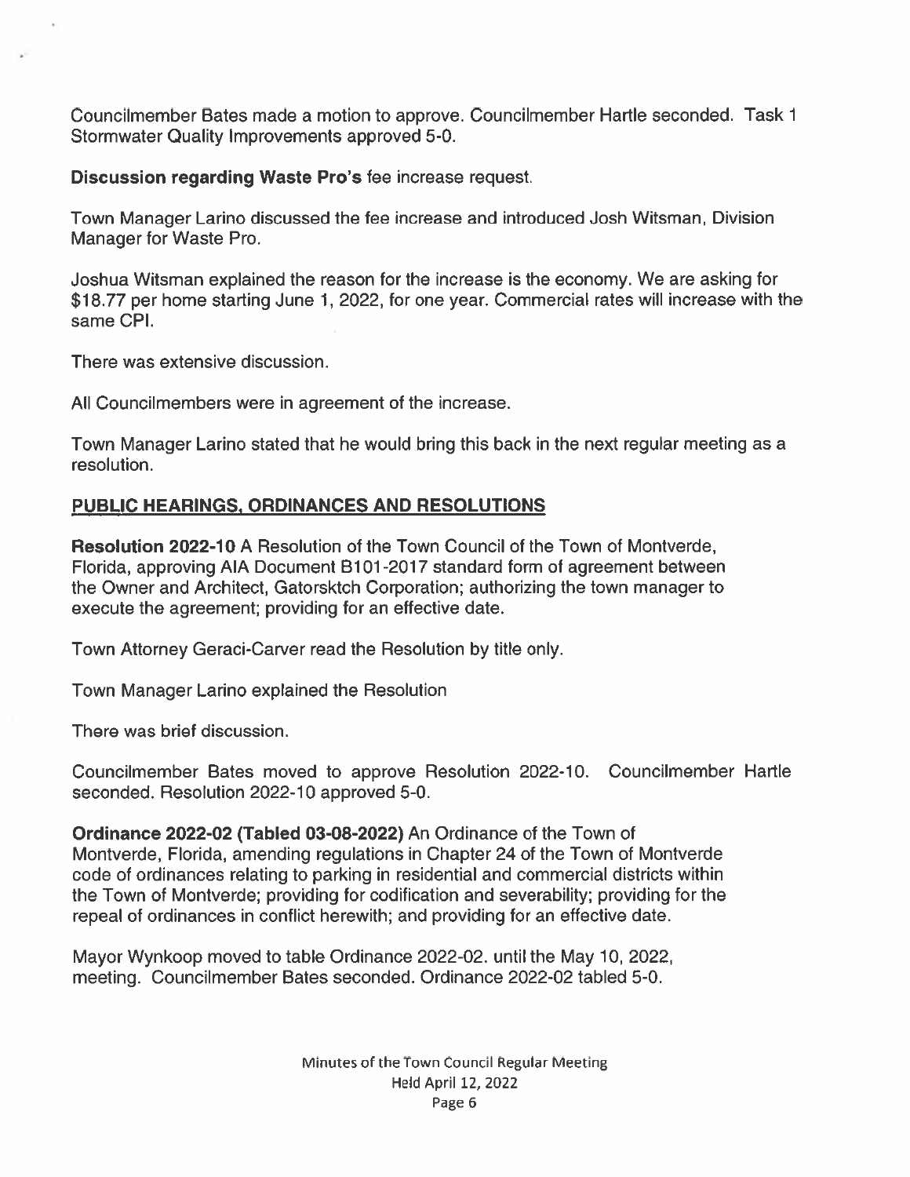Councilmember Bates made a motion to approve. Councilmember Hartle seconded. Task 1 Stormwater Quality Improvements approved 5-0.

**Discussion regarding Waste Pro's** fee increase request.

Town Manager Larino discussed the fee increase and introduced Josh Witsman, Division Manager for Waste Pro.

Joshua Witsman explained the reason for the increase is the economy. We are asking for $18.77 per home starting June 1, 2022, for one year. Commercial rates will increase with the same CPI.

There was extensive discussion.

All Councilmembers were in agreement of the increase.

Town Manager Larino stated that he would bring this back in the next regular meeting as a resolution.

## PUBLIC HEARINGS, ORDINANCES AND RESOLUTIONS

**Resolution 2022-10** A Resolution of the Town Council of the Town of Montverde, Florida, approving AIA Document B101-2017 standard form of agreement between the Owner and Architect, Gatorsktch Corporation; authorizing the town manager to execute the agreement; providing for an effective date.

Town Attorney Geraci-Carver read the Resolution by title only.

Town Manager Larino explained the Resolution

There was brief discussion.

Councilmember Bates moved to approve Resolution 2022-10. Councilmember Hartle seconded. Resolution 2022-10 approved 5-0.

**Ordinance 2022-02 (Tabled 03-08-2022)** An Ordinance of the Town of Montverde, Florida, amending regulations in Chapter 24 of the Town of Montverde code of ordinances relating to parking in residential and commercial districts within the Town of Montverde; providing for codification and severability; providing for the repeal of ordinances in conflict herewith; and providing for an effective date.

Mayor Wynkoop moved to table Ordinance 2022-02. until the May 10, 2022, meeting. Councilmember Bates seconded. Ordinance 2022-02 tabled 5-0.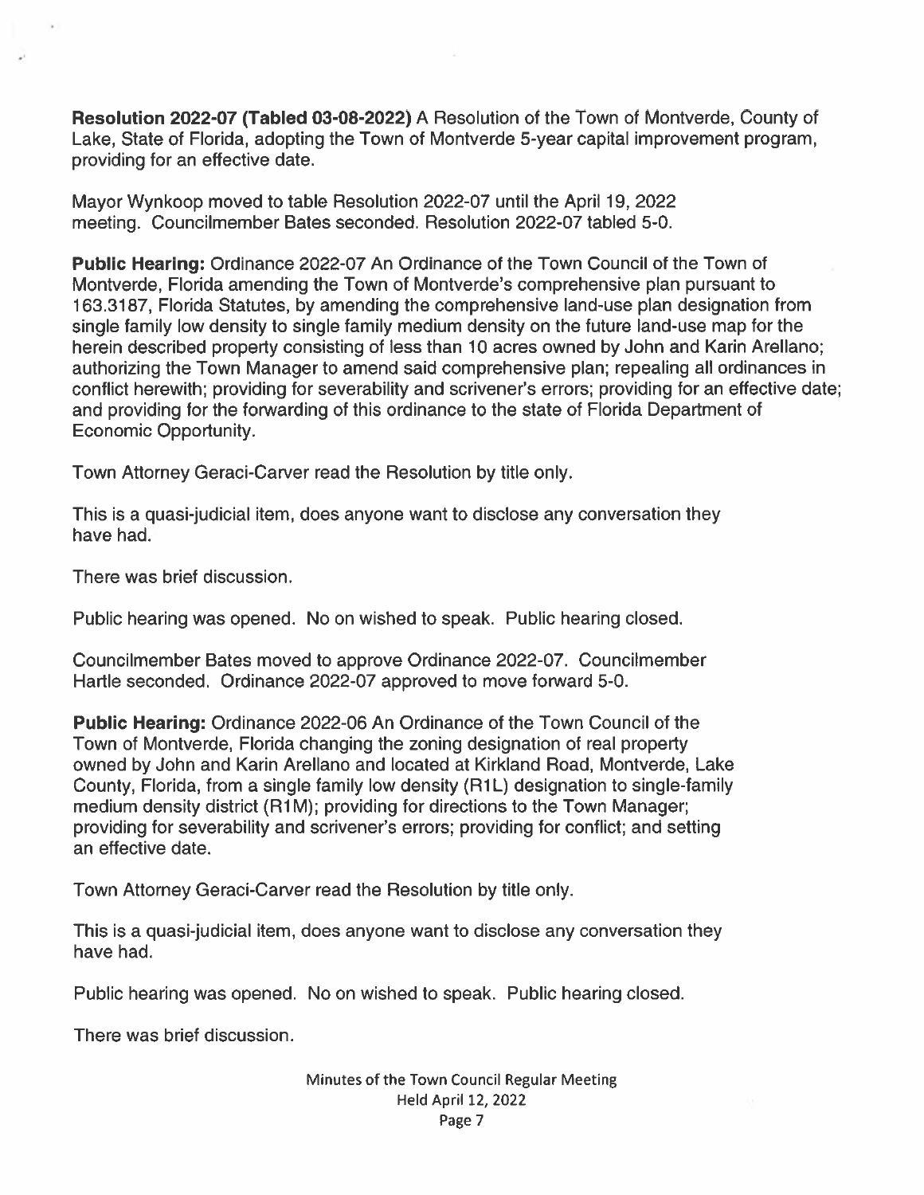**Resolution 2022-07 (Tabled 03-08-2022)** A Resolution of the Town of Montverde, County of Lake, State of Florida, adopting the Town of Montverde 5-year capital improvement program, providing for an effective date.

Mayor Wynkoop moved to table Resolution 2022-07 until the April 19, 2022 meeting. Councilmember Bates seconded. Resolution 2022-07 tabled 5-0.

**Public Hearing:** Ordinance 2022-07 An Ordinance of the Town Council of the Town of Montverde, Florida amending the Town of Montverde's comprehensive plan pursuant to 163.3187, Florida Statutes, by amending the comprehensive land-use plan designation from single family low density to single family medium density on the future land-use map for the herein described property consisting of less than 10 acres owned by John and Karin Arellano; authorizing the Town Manager to amend said comprehensive plan; repealing all ordinances in conflict herewith; providing for severability and scrivener's errors; providing for an effective date; and providing for the forwarding of this ordinance to the state of Florida Department of Economic Opportunity.

Town Attorney Geraci-Carver read the Resolution by title only.

This is a quasi-judicial item, does anyone want to disclose any conversation they have had.

There was brief discussion.

Public hearing was opened. No on wished to speak. Public hearing closed.

Councilmember Bates moved to approve Ordinance 2022-07. Councilmember Hartle seconded. Ordinance 2022-07 approved to move forward 5-0.

**Public Hearing:** Ordinance 2022-06 An Ordinance of the Town Council of the Town of Montverde, Florida changing the zoning designation of real property owned by John and Karin Arellano and located at Kirkland Road, Montverde, Lake County, Florida, from a single family low density (R1L) designation to single-family medium density district (R1M); providing for directions to the Town Manager; providing for severability and scrivener's errors; providing for conflict; and setting an effective date.

Town Attorney Geraci-Carver read the Resolution by title only.

This is a quasi-judicial item, does anyone want to disclose any conversation they have had.

Public hearing was opened. No on wished to speak. Public hearing closed.

There was brief discussion.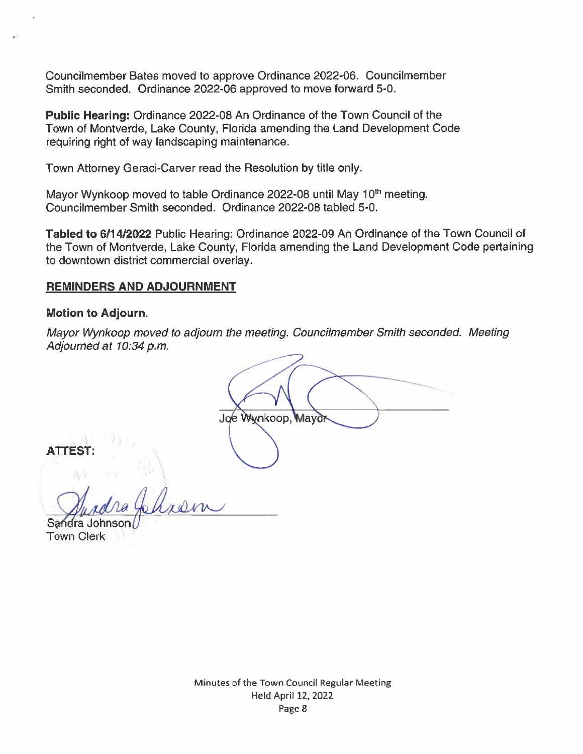Councilmember Bates moved to approve Ordinance 2022-06. Councilmember Smith seconded. Ordinance 2022-06 approved to move forward 5-0.

**Public Hearing:** Ordinance 2022-08 An Ordinance of the Town Council of the Town of Montverde, Lake County, Florida amending the Land Development Code requiring right of way landscaping maintenance.

Town Attorney Geraci-Carver read the Resolution by title only.

Mayor Wynkoop moved to table Ordinance 2022-08 until May 10th meeting. Councilmember Smith seconded. Ordinance 2022-08 tabled 5-0.

**Tabled to 6/14/2022** Public Hearing: Ordinance 2022-09 An Ordinance of the Town Council of the Town of Montverde, Lake County, Florida amending the Land Development Code pertaining to downtown district commercial overlay.

**REMINDERS AND ADJOURNMENT**

**Motion to Adjourn.**

*Mayor Wynkoop moved to adjourn the meeting. Councilmember Smith seconded. Meeting Adjourned at 10:34 p.m.*

Joe Wynkoop, Mayor

**ATTEST:**

Sandra Johnson
Town Clerk

Minutes of the Town Council Regular Meeting
Held April 12, 2022